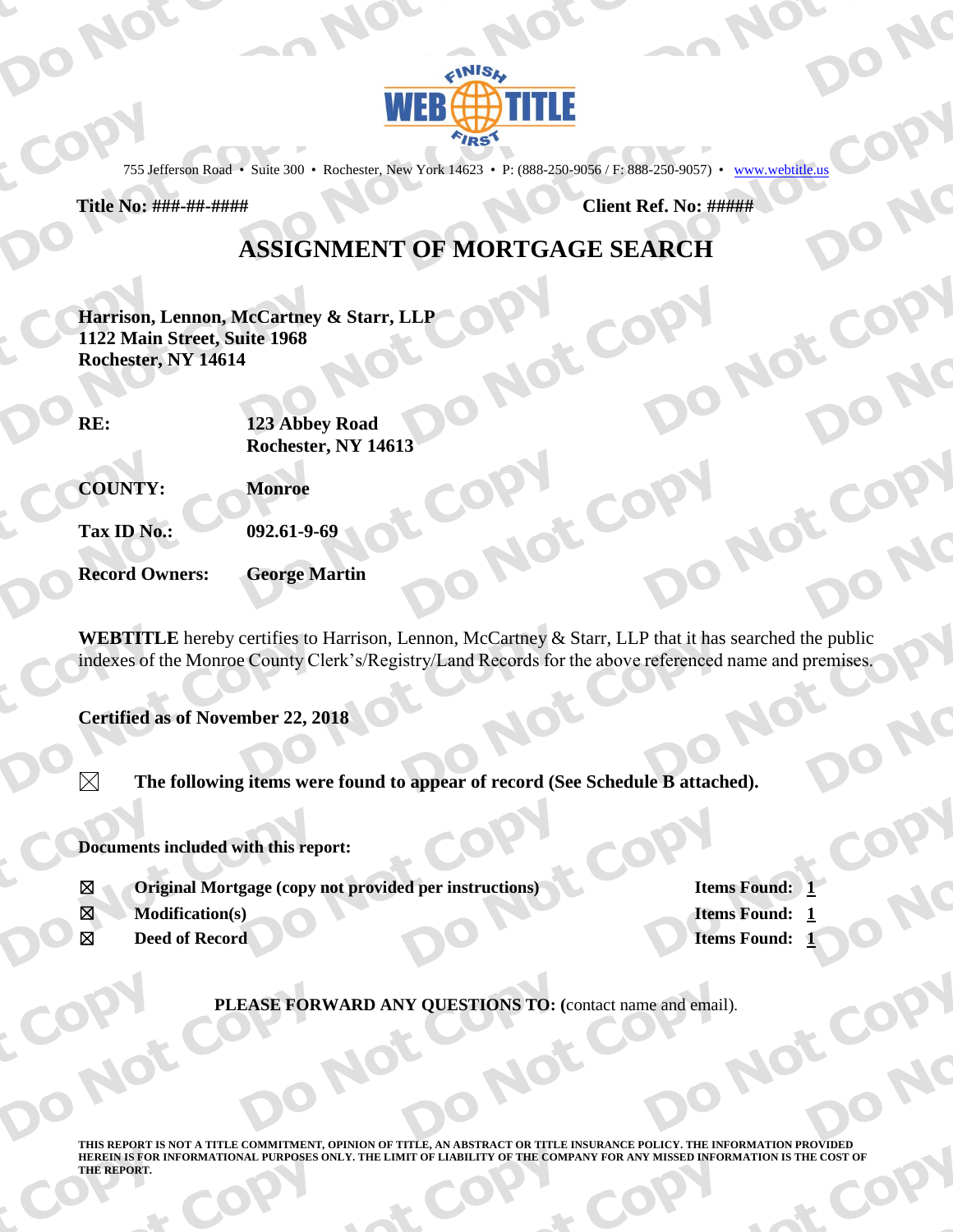WEB TITLE — FINISH FIRST

755 Jefferson Road • Suite 300 • Rochester, New York 14623 • P: (888-250-9056 / F: 888-250-9057) • www.webtitle.us

**Title No: ###-##-####** **Client Ref. No: #####**

# ASSIGNMENT OF MORTGAGE SEARCH

**Harrison, Lennon, McCartney & Starr, LLP**
**1122 Main Street, Suite 1968**
**Rochester, NY 14614**

| | |
|---|---|
| **RE:** | **123 Abbey Road**<br>**Rochester, NY 14613** |
| **COUNTY:** | **Monroe** |
| **Tax ID No.:** | **092.61-9-69** |
| **Record Owners:** | **George Martin** |

**WEBTITLE** hereby certifies to Harrison, Lennon, McCartney & Starr, LLP that it has searched the public indexes of the Monroe County Clerk's/Registry/Land Records for the above referenced name and premises.

**Certified as of November 22, 2018**

☒ **The following items were found to appear of record (See Schedule B attached).**

**Documents included with this report:**

| | | |
|---|---|---|
| ☒ | **Original Mortgage (copy not provided per instructions)** | **Items Found: 1** |
| ☒ | **Modification(s)** | **Items Found: 1** |
| ☒ | **Deed of Record** | **Items Found: 1** |

**PLEASE FORWARD ANY QUESTIONS TO:** (contact name and email).

**THIS REPORT IS NOT A TITLE COMMITMENT, OPINION OF TITLE, AN ABSTRACT OR TITLE INSURANCE POLICY. THE INFORMATION PROVIDED HEREIN IS FOR INFORMATIONAL PURPOSES ONLY. THE LIMIT OF LIABILITY OF THE COMPANY FOR ANY MISSED INFORMATION IS THE COST OF THE REPORT.**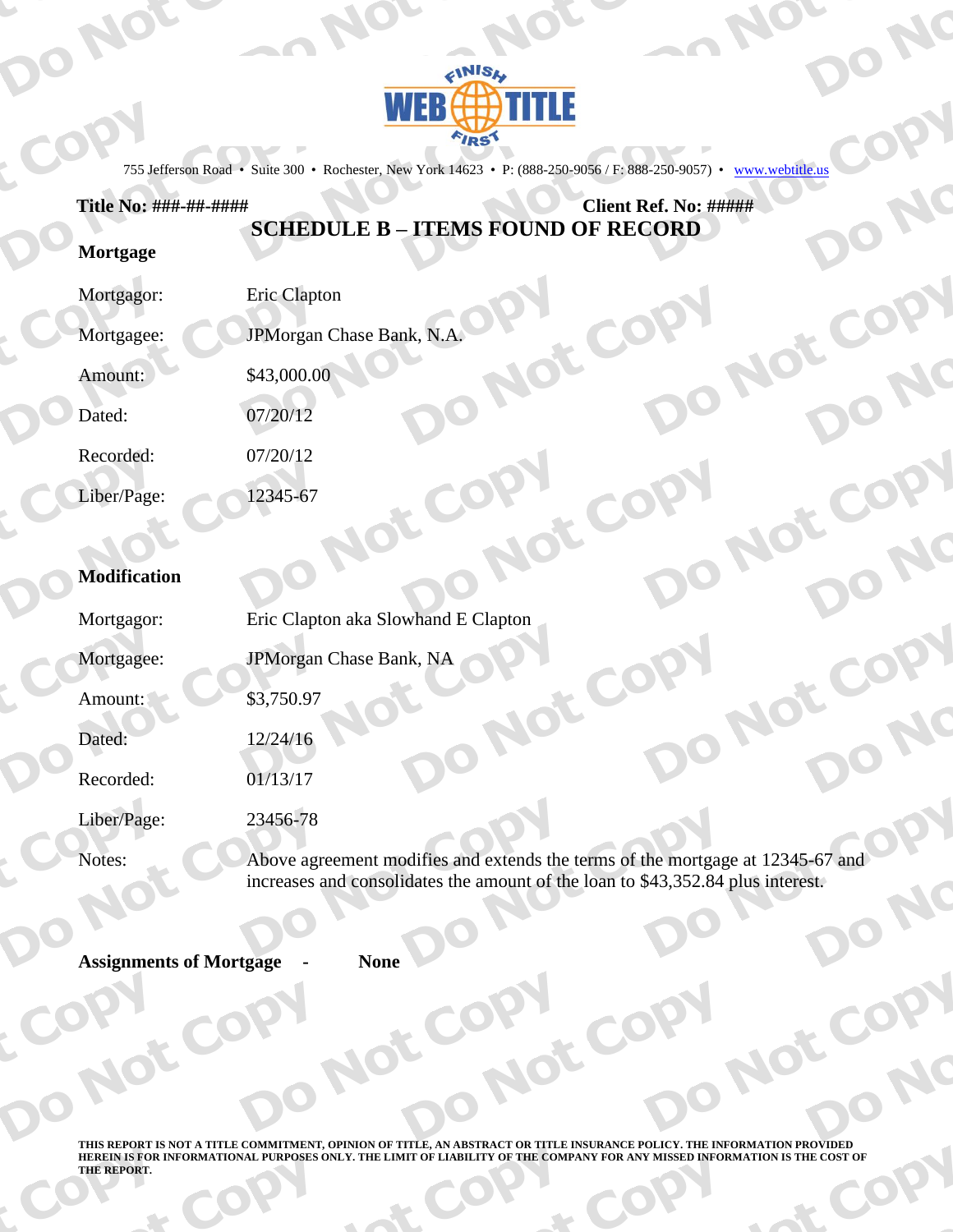755 Jefferson Road • Suite 300 • Rochester, New York 14623 • P: (888-250-9056 / F: 888-250-9057) • www.webtitle.us

**Title No: ###-##-####** **Client Ref. No: #####**

## SCHEDULE B – ITEMS FOUND OF RECORD

### Mortgage

| | |
|---|---|
| Mortgagor: | Eric Clapton |
| Mortgagee: | JPMorgan Chase Bank, N.A. |
| Amount: | $43,000.00 |
| Dated: | 07/20/12 |
| Recorded: | 07/20/12 |
| Liber/Page: | 12345-67 |

### Modification

| | |
|---|---|
| Mortgagor: | Eric Clapton aka Slowhand E Clapton |
| Mortgagee: | JPMorgan Chase Bank, NA |
| Amount: | $3,750.97 |
| Dated: | 12/24/16 |
| Recorded: | 01/13/17 |
| Liber/Page: | 23456-78 |
| Notes: | Above agreement modifies and extends the terms of the mortgage at 12345-67 and increases and consolidates the amount of the loan to $43,352.84 plus interest. |

**Assignments of Mortgage - None**

**THIS REPORT IS NOT A TITLE COMMITMENT, OPINION OF TITLE, AN ABSTRACT OR TITLE INSURANCE POLICY. THE INFORMATION PROVIDED HEREIN IS FOR INFORMATIONAL PURPOSES ONLY. THE LIMIT OF LIABILITY OF THE COMPANY FOR ANY MISSED INFORMATION IS THE COST OF THE REPORT.**